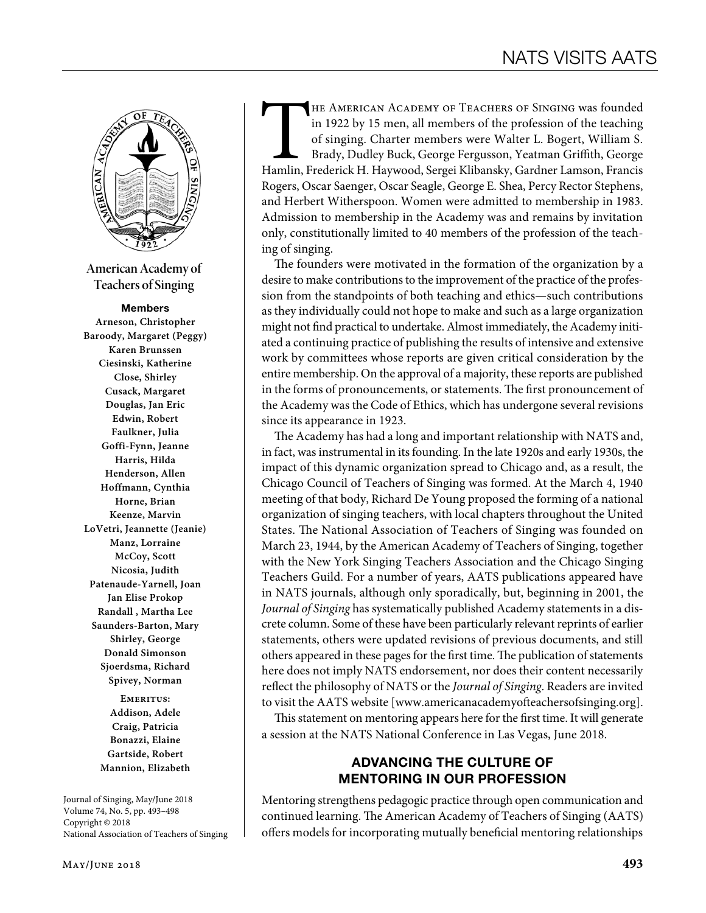American Academy of Teachers of Singing

**Members**

Arneson, Christopher
Baroody, Margaret (Peggy)
Karen Brunssen
Ciesinski, Katherine
Close, Shirley
Cusack, Margaret
Douglas, Jan Eric
Edwin, Robert
Faulkner, Julia
Goffi-Fynn, Jeanne
Harris, Hilda
Henderson, Allen
Hoffmann, Cynthia
Horne, Brian
Keenze, Marvin
LoVetri, Jeannette (Jeanie)
Manz, Lorraine
McCoy, Scott
Nicosia, Judith
Patenaude-Yarnell, Joan
Jan Elise Prokop
Randall , Martha Lee
Saunders-Barton, Mary
Shirley, George
Donald Simonson
Sjoerdsma, Richard
Spivey, Norman

Emeritus:
Addison, Adele
Craig, Patricia
Bonazzi, Elaine
Gartside, Robert
Mannion, Elizabeth

Journal of Singing, May/June 2018
Volume 74, No. 5, pp. 493–498
Copyright © 2018
National Association of Teachers of Singing

The American Academy of Teachers of Singing was founded in 1922 by 15 men, all members of the profession of the teaching of singing. Charter members were Walter L. Bogert, William S. Brady, Dudley Buck, George Fergusson, Yeatman Griffith, George Hamlin, Frederick H. Haywood, Sergei Klibansky, Gardner Lamson, Francis Rogers, Oscar Saenger, Oscar Seagle, George E. Shea, Percy Rector Stephens, and Herbert Witherspoon. Women were admitted to membership in 1983. Admission to membership in the Academy was and remains by invitation only, constitutionally limited to 40 members of the profession of the teaching of singing.

The founders were motivated in the formation of the organization by a desire to make contributions to the improvement of the practice of the profession from the standpoints of both teaching and ethics—such contributions as they individually could not hope to make and such as a large organization might not find practical to undertake. Almost immediately, the Academy initiated a continuing practice of publishing the results of intensive and extensive work by committees whose reports are given critical consideration by the entire membership. On the approval of a majority, these reports are published in the forms of pronouncements, or statements. The first pronouncement of the Academy was the Code of Ethics, which has undergone several revisions since its appearance in 1923.

The Academy has had a long and important relationship with NATS and, in fact, was instrumental in its founding. In the late 1920s and early 1930s, the impact of this dynamic organization spread to Chicago and, as a result, the Chicago Council of Teachers of Singing was formed. At the March 4, 1940 meeting of that body, Richard De Young proposed the forming of a national organization of singing teachers, with local chapters throughout the United States. The National Association of Teachers of Singing was founded on March 23, 1944, by the American Academy of Teachers of Singing, together with the New York Singing Teachers Association and the Chicago Singing Teachers Guild. For a number of years, AATS publications appeared have in NATS journals, although only sporadically, but, beginning in 2001, the *Journal of Singing* has systematically published Academy statements in a discrete column. Some of these have been particularly relevant reprints of earlier statements, others were updated revisions of previous documents, and still others appeared in these pages for the first time. The publication of statements here does not imply NATS endorsement, nor does their content necessarily reflect the philosophy of NATS or the *Journal of Singing*. Readers are invited to visit the AATS website [www.americanacademyofteachersofsinging.org].

This statement on mentoring appears here for the first time. It will generate a session at the NATS National Conference in Las Vegas, June 2018.

## ADVANCING THE CULTURE OF MENTORING IN OUR PROFESSION

Mentoring strengthens pedagogic practice through open communication and continued learning. The American Academy of Teachers of Singing (AATS) offers models for incorporating mutually beneficial mentoring relationships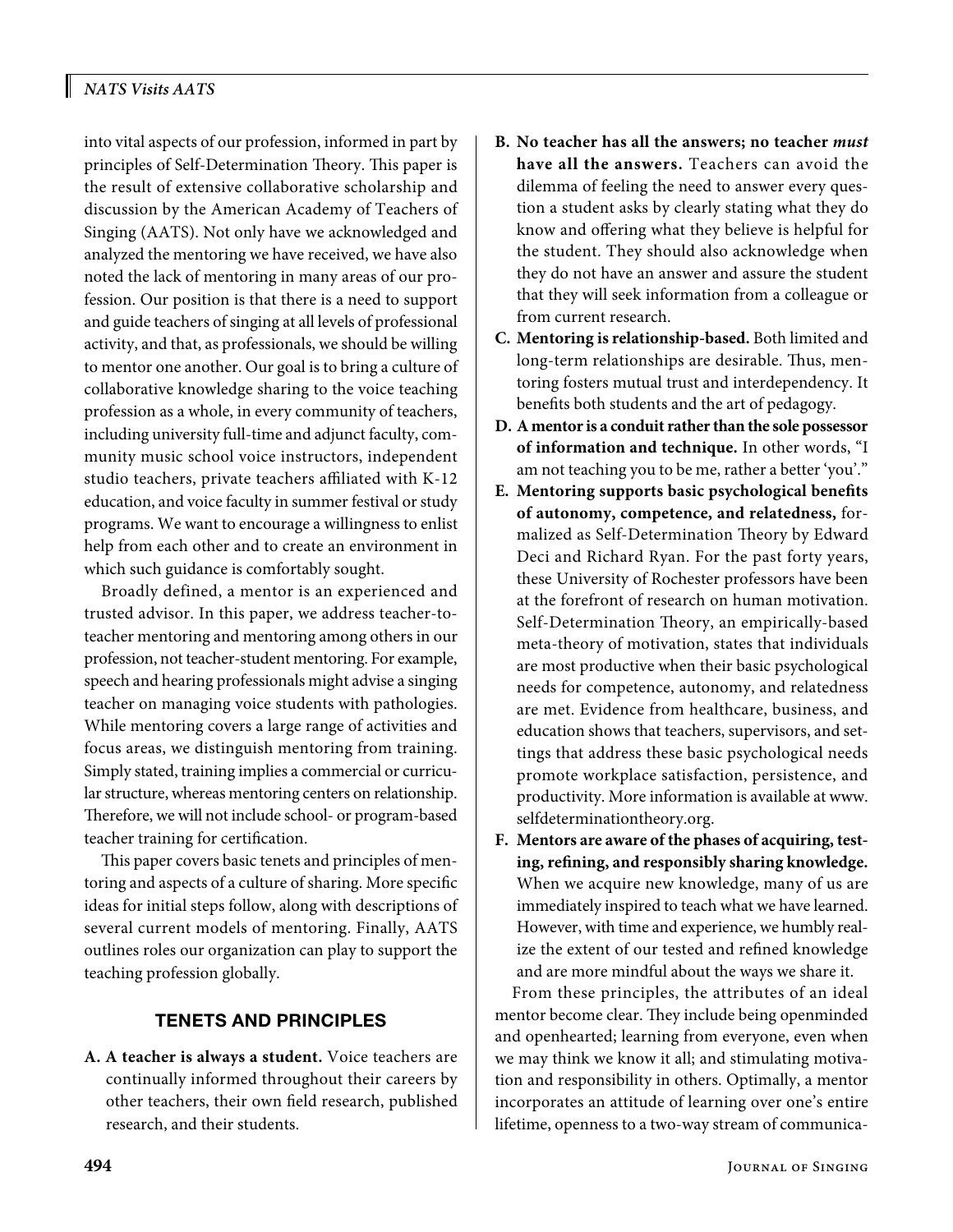into vital aspects of our profession, informed in part by principles of Self-Determination Theory. This paper is the result of extensive collaborative scholarship and discussion by the American Academy of Teachers of Singing (AATS). Not only have we acknowledged and analyzed the mentoring we have received, we have also noted the lack of mentoring in many areas of our profession. Our position is that there is a need to support and guide teachers of singing at all levels of professional activity, and that, as professionals, we should be willing to mentor one another. Our goal is to bring a culture of collaborative knowledge sharing to the voice teaching profession as a whole, in every community of teachers, including university full-time and adjunct faculty, community music school voice instructors, independent studio teachers, private teachers affiliated with K-12 education, and voice faculty in summer festival or study programs. We want to encourage a willingness to enlist help from each other and to create an environment in which such guidance is comfortably sought.

Broadly defined, a mentor is an experienced and trusted advisor. In this paper, we address teacher-to-teacher mentoring and mentoring among others in our profession, not teacher-student mentoring. For example, speech and hearing professionals might advise a singing teacher on managing voice students with pathologies. While mentoring covers a large range of activities and focus areas, we distinguish mentoring from training. Simply stated, training implies a commercial or curricular structure, whereas mentoring centers on relationship. Therefore, we will not include school- or program-based teacher training for certification.

This paper covers basic tenets and principles of mentoring and aspects of a culture of sharing. More specific ideas for initial steps follow, along with descriptions of several current models of mentoring. Finally, AATS outlines roles our organization can play to support the teaching profession globally.

## TENETS AND PRINCIPLES

- **A. A teacher is always a student.** Voice teachers are continually informed throughout their careers by other teachers, their own field research, published research, and their students.
- **B. No teacher has all the answers; no teacher *must* have all the answers.** Teachers can avoid the dilemma of feeling the need to answer every question a student asks by clearly stating what they do know and offering what they believe is helpful for the student. They should also acknowledge when they do not have an answer and assure the student that they will seek information from a colleague or from current research.
- **C. Mentoring is relationship-based.** Both limited and long-term relationships are desirable. Thus, mentoring fosters mutual trust and interdependency. It benefits both students and the art of pedagogy.
- **D. A mentor is a conduit rather than the sole possessor of information and technique.** In other words, "I am not teaching you to be me, rather a better 'you'."
- **E. Mentoring supports basic psychological benefits of autonomy, competence, and relatedness,** formalized as Self-Determination Theory by Edward Deci and Richard Ryan. For the past forty years, these University of Rochester professors have been at the forefront of research on human motivation. Self-Determination Theory, an empirically-based meta-theory of motivation, states that individuals are most productive when their basic psychological needs for competence, autonomy, and relatedness are met. Evidence from healthcare, business, and education shows that teachers, supervisors, and settings that address these basic psychological needs promote workplace satisfaction, persistence, and productivity. More information is available at www.selfdeterminationtheory.org.
- **F. Mentors are aware of the phases of acquiring, testing, refining, and responsibly sharing knowledge.** When we acquire new knowledge, many of us are immediately inspired to teach what we have learned. However, with time and experience, we humbly realize the extent of our tested and refined knowledge and are more mindful about the ways we share it.

From these principles, the attributes of an ideal mentor become clear. They include being openminded and openhearted; learning from everyone, even when we may think we know it all; and stimulating motivation and responsibility in others. Optimally, a mentor incorporates an attitude of learning over one's entire lifetime, openness to a two-way stream of communica-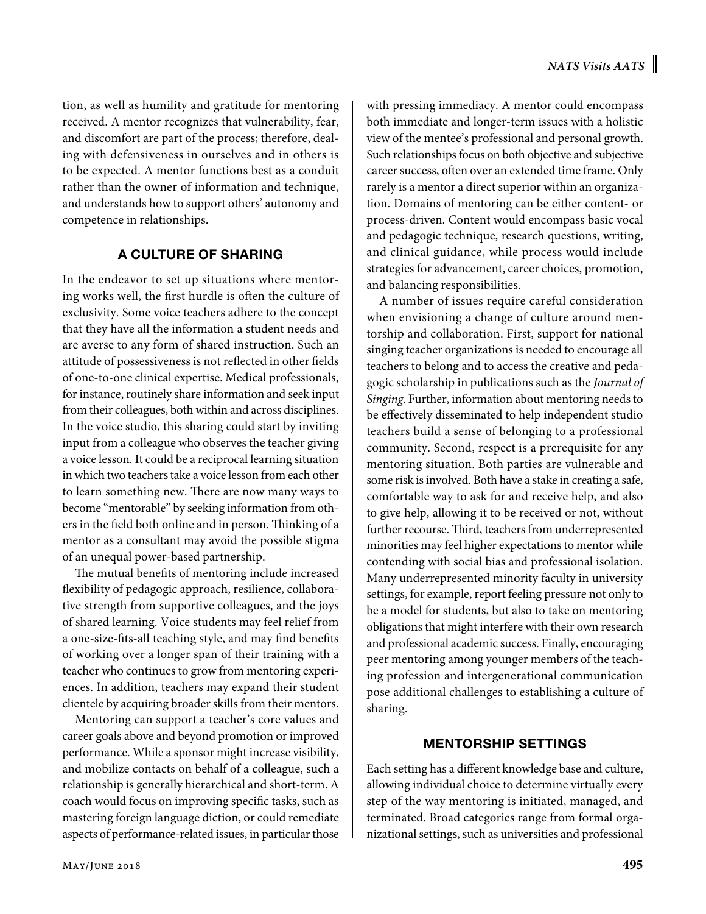tion, as well as humility and gratitude for mentoring received. A mentor recognizes that vulnerability, fear, and discomfort are part of the process; therefore, dealing with defensiveness in ourselves and in others is to be expected. A mentor functions best as a conduit rather than the owner of information and technique, and understands how to support others' autonomy and competence in relationships.

## A CULTURE OF SHARING

In the endeavor to set up situations where mentoring works well, the first hurdle is often the culture of exclusivity. Some voice teachers adhere to the concept that they have all the information a student needs and are averse to any form of shared instruction. Such an attitude of possessiveness is not reflected in other fields of one-to-one clinical expertise. Medical professionals, for instance, routinely share information and seek input from their colleagues, both within and across disciplines. In the voice studio, this sharing could start by inviting input from a colleague who observes the teacher giving a voice lesson. It could be a reciprocal learning situation in which two teachers take a voice lesson from each other to learn something new. There are now many ways to become "mentorable" by seeking information from others in the field both online and in person. Thinking of a mentor as a consultant may avoid the possible stigma of an unequal power-based partnership.

The mutual benefits of mentoring include increased flexibility of pedagogic approach, resilience, collaborative strength from supportive colleagues, and the joys of shared learning. Voice students may feel relief from a one-size-fits-all teaching style, and may find benefits of working over a longer span of their training with a teacher who continues to grow from mentoring experiences. In addition, teachers may expand their student clientele by acquiring broader skills from their mentors.

Mentoring can support a teacher's core values and career goals above and beyond promotion or improved performance. While a sponsor might increase visibility, and mobilize contacts on behalf of a colleague, such a relationship is generally hierarchical and short-term. A coach would focus on improving specific tasks, such as mastering foreign language diction, or could remediate aspects of performance-related issues, in particular those with pressing immediacy. A mentor could encompass both immediate and longer-term issues with a holistic view of the mentee's professional and personal growth. Such relationships focus on both objective and subjective career success, often over an extended time frame. Only rarely is a mentor a direct superior within an organization. Domains of mentoring can be either content- or process-driven. Content would encompass basic vocal and pedagogic technique, research questions, writing, and clinical guidance, while process would include strategies for advancement, career choices, promotion, and balancing responsibilities.

A number of issues require careful consideration when envisioning a change of culture around mentorship and collaboration. First, support for national singing teacher organizations is needed to encourage all teachers to belong and to access the creative and pedagogic scholarship in publications such as the *Journal of Singing*. Further, information about mentoring needs to be effectively disseminated to help independent studio teachers build a sense of belonging to a professional community. Second, respect is a prerequisite for any mentoring situation. Both parties are vulnerable and some risk is involved. Both have a stake in creating a safe, comfortable way to ask for and receive help, and also to give help, allowing it to be received or not, without further recourse. Third, teachers from underrepresented minorities may feel higher expectations to mentor while contending with social bias and professional isolation. Many underrepresented minority faculty in university settings, for example, report feeling pressure not only to be a model for students, but also to take on mentoring obligations that might interfere with their own research and professional academic success. Finally, encouraging peer mentoring among younger members of the teaching profession and intergenerational communication pose additional challenges to establishing a culture of sharing.

## MENTORSHIP SETTINGS

Each setting has a different knowledge base and culture, allowing individual choice to determine virtually every step of the way mentoring is initiated, managed, and terminated. Broad categories range from formal organizational settings, such as universities and professional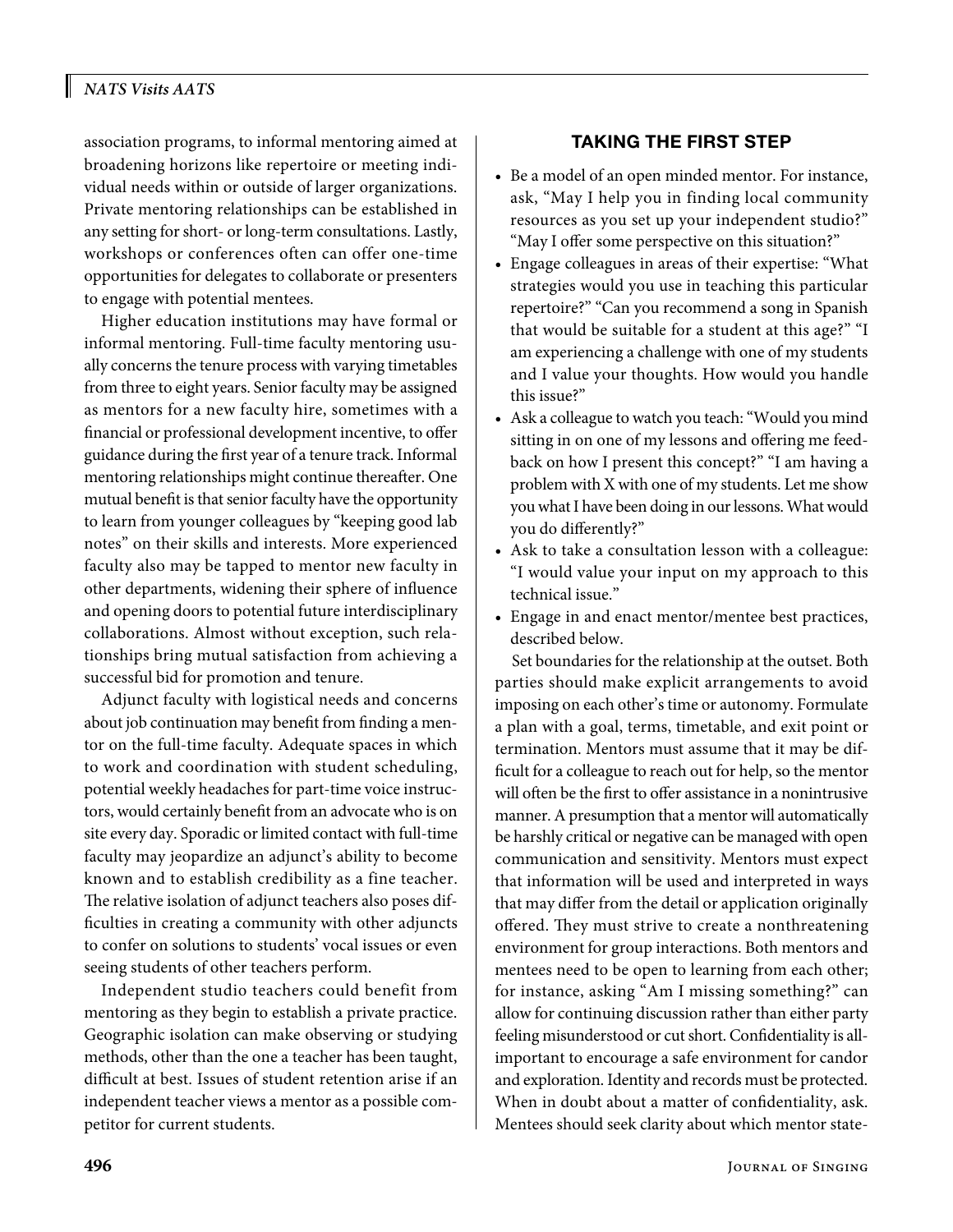association programs, to informal mentoring aimed at broadening horizons like repertoire or meeting individual needs within or outside of larger organizations. Private mentoring relationships can be established in any setting for short- or long-term consultations. Lastly, workshops or conferences often can offer one-time opportunities for delegates to collaborate or presenters to engage with potential mentees.

Higher education institutions may have formal or informal mentoring. Full-time faculty mentoring usually concerns the tenure process with varying timetables from three to eight years. Senior faculty may be assigned as mentors for a new faculty hire, sometimes with a financial or professional development incentive, to offer guidance during the first year of a tenure track. Informal mentoring relationships might continue thereafter. One mutual benefit is that senior faculty have the opportunity to learn from younger colleagues by "keeping good lab notes" on their skills and interests. More experienced faculty also may be tapped to mentor new faculty in other departments, widening their sphere of influence and opening doors to potential future interdisciplinary collaborations. Almost without exception, such relationships bring mutual satisfaction from achieving a successful bid for promotion and tenure.

Adjunct faculty with logistical needs and concerns about job continuation may benefit from finding a mentor on the full-time faculty. Adequate spaces in which to work and coordination with student scheduling, potential weekly headaches for part-time voice instructors, would certainly benefit from an advocate who is on site every day. Sporadic or limited contact with full-time faculty may jeopardize an adjunct's ability to become known and to establish credibility as a fine teacher. The relative isolation of adjunct teachers also poses difficulties in creating a community with other adjuncts to confer on solutions to students' vocal issues or even seeing students of other teachers perform.

Independent studio teachers could benefit from mentoring as they begin to establish a private practice. Geographic isolation can make observing or studying methods, other than the one a teacher has been taught, difficult at best. Issues of student retention arise if an independent teacher views a mentor as a possible competitor for current students.

## TAKING THE FIRST STEP

- Be a model of an open minded mentor. For instance, ask, "May I help you in finding local community resources as you set up your independent studio?" "May I offer some perspective on this situation?"
- Engage colleagues in areas of their expertise: "What strategies would you use in teaching this particular repertoire?" "Can you recommend a song in Spanish that would be suitable for a student at this age?" "I am experiencing a challenge with one of my students and I value your thoughts. How would you handle this issue?"
- Ask a colleague to watch you teach: "Would you mind sitting in on one of my lessons and offering me feedback on how I present this concept?" "I am having a problem with X with one of my students. Let me show you what I have been doing in our lessons. What would you do differently?"
- Ask to take a consultation lesson with a colleague: "I would value your input on my approach to this technical issue."
- Engage in and enact mentor/mentee best practices, described below.

Set boundaries for the relationship at the outset. Both parties should make explicit arrangements to avoid imposing on each other's time or autonomy. Formulate a plan with a goal, terms, timetable, and exit point or termination. Mentors must assume that it may be difficult for a colleague to reach out for help, so the mentor will often be the first to offer assistance in a nonintrusive manner. A presumption that a mentor will automatically be harshly critical or negative can be managed with open communication and sensitivity. Mentors must expect that information will be used and interpreted in ways that may differ from the detail or application originally offered. They must strive to create a nonthreatening environment for group interactions. Both mentors and mentees need to be open to learning from each other; for instance, asking "Am I missing something?" can allow for continuing discussion rather than either party feeling misunderstood or cut short. Confidentiality is all-important to encourage a safe environment for candor and exploration. Identity and records must be protected. When in doubt about a matter of confidentiality, ask. Mentees should seek clarity about which mentor state-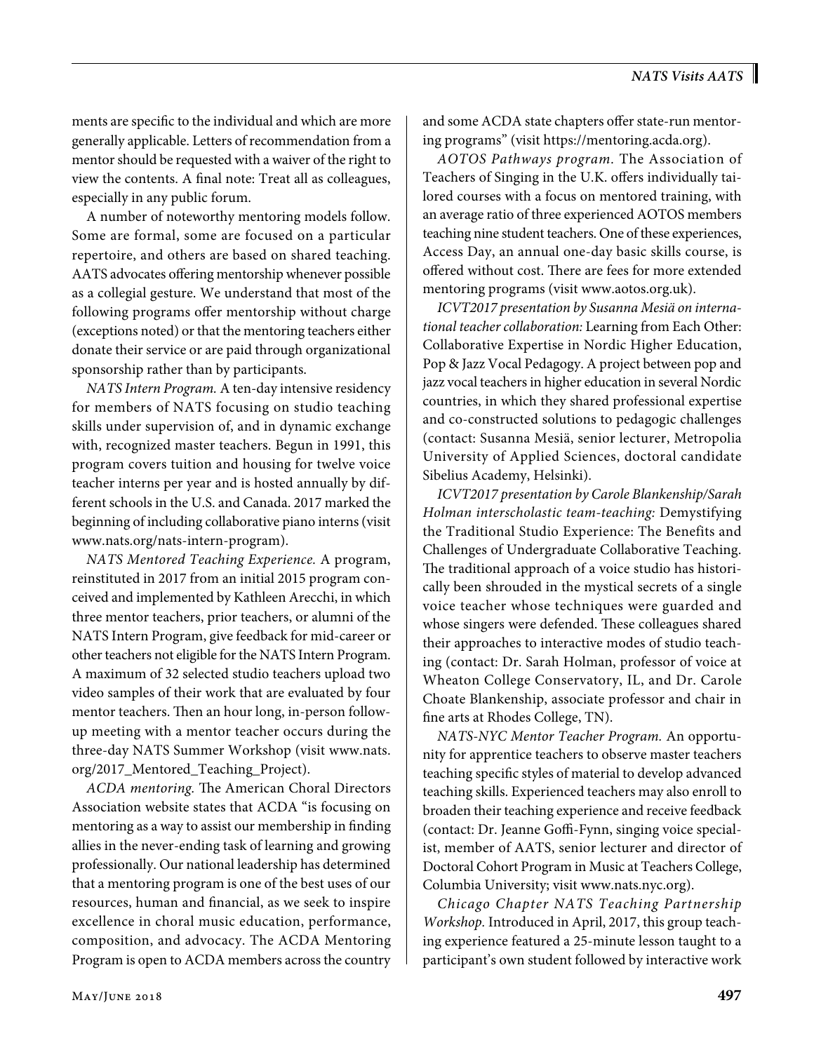ments are specific to the individual and which are more generally applicable. Letters of recommendation from a mentor should be requested with a waiver of the right to view the contents. A final note: Treat all as colleagues, especially in any public forum.

A number of noteworthy mentoring models follow. Some are formal, some are focused on a particular repertoire, and others are based on shared teaching. AATS advocates offering mentorship whenever possible as a collegial gesture. We understand that most of the following programs offer mentorship without charge (exceptions noted) or that the mentoring teachers either donate their service or are paid through organizational sponsorship rather than by participants.

*NATS Intern Program.* A ten-day intensive residency for members of NATS focusing on studio teaching skills under supervision of, and in dynamic exchange with, recognized master teachers. Begun in 1991, this program covers tuition and housing for twelve voice teacher interns per year and is hosted annually by different schools in the U.S. and Canada. 2017 marked the beginning of including collaborative piano interns (visit www.nats.org/nats-intern-program).

*NATS Mentored Teaching Experience.* A program, reinstituted in 2017 from an initial 2015 program conceived and implemented by Kathleen Arecchi, in which three mentor teachers, prior teachers, or alumni of the NATS Intern Program, give feedback for mid-career or other teachers not eligible for the NATS Intern Program. A maximum of 32 selected studio teachers upload two video samples of their work that are evaluated by four mentor teachers. Then an hour long, in-person follow-up meeting with a mentor teacher occurs during the three-day NATS Summer Workshop (visit www.nats.org/2017_Mentored_Teaching_Project).

*ACDA mentoring.* The American Choral Directors Association website states that ACDA "is focusing on mentoring as a way to assist our membership in finding allies in the never-ending task of learning and growing professionally. Our national leadership has determined that a mentoring program is one of the best uses of our resources, human and financial, as we seek to inspire excellence in choral music education, performance, composition, and advocacy. The ACDA Mentoring Program is open to ACDA members across the country and some ACDA state chapters offer state-run mentoring programs" (visit https://mentoring.acda.org).

*AOTOS Pathways program.* The Association of Teachers of Singing in the U.K. offers individually tailored courses with a focus on mentored training, with an average ratio of three experienced AOTOS members teaching nine student teachers. One of these experiences, Access Day, an annual one-day basic skills course, is offered without cost. There are fees for more extended mentoring programs (visit www.aotos.org.uk).

*ICVT2017 presentation by Susanna Mesiä on international teacher collaboration:* Learning from Each Other: Collaborative Expertise in Nordic Higher Education, Pop & Jazz Vocal Pedagogy. A project between pop and jazz vocal teachers in higher education in several Nordic countries, in which they shared professional expertise and co-constructed solutions to pedagogic challenges (contact: Susanna Mesiä, senior lecturer, Metropolia University of Applied Sciences, doctoral candidate Sibelius Academy, Helsinki).

*ICVT2017 presentation by Carole Blankenship/Sarah Holman interscholastic team-teaching:* Demystifying the Traditional Studio Experience: The Benefits and Challenges of Undergraduate Collaborative Teaching. The traditional approach of a voice studio has historically been shrouded in the mystical secrets of a single voice teacher whose techniques were guarded and whose singers were defended. These colleagues shared their approaches to interactive modes of studio teaching (contact: Dr. Sarah Holman, professor of voice at Wheaton College Conservatory, IL, and Dr. Carole Choate Blankenship, associate professor and chair in fine arts at Rhodes College, TN).

*NATS-NYC Mentor Teacher Program.* An opportunity for apprentice teachers to observe master teachers teaching specific styles of material to develop advanced teaching skills. Experienced teachers may also enroll to broaden their teaching experience and receive feedback (contact: Dr. Jeanne Goffi-Fynn, singing voice specialist, member of AATS, senior lecturer and director of Doctoral Cohort Program in Music at Teachers College, Columbia University; visit www.nats.nyc.org).

*Chicago Chapter NATS Teaching Partnership Workshop.* Introduced in April, 2017, this group teaching experience featured a 25-minute lesson taught to a participant's own student followed by interactive work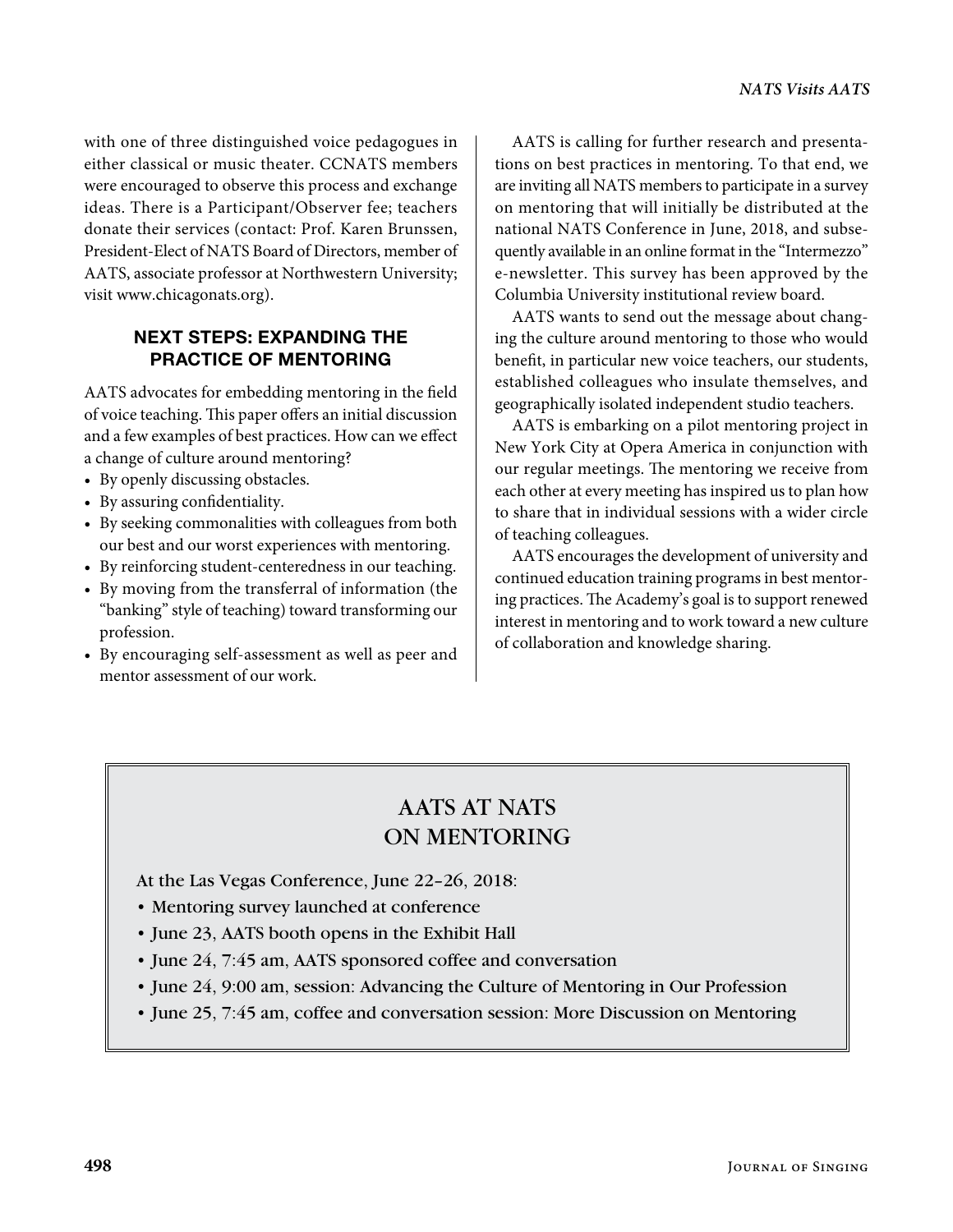with one of three distinguished voice pedagogues in either classical or music theater. CCNATS members were encouraged to observe this process and exchange ideas. There is a Participant/Observer fee; teachers donate their services (contact: Prof. Karen Brunssen, President-Elect of NATS Board of Directors, member of AATS, associate professor at Northwestern University; visit www.chicagonats.org).

## NEXT STEPS: EXPANDING THE PRACTICE OF MENTORING

AATS advocates for embedding mentoring in the field of voice teaching. This paper offers an initial discussion and a few examples of best practices. How can we effect a change of culture around mentoring?

- By openly discussing obstacles.
- By assuring confidentiality.
- By seeking commonalities with colleagues from both our best and our worst experiences with mentoring.
- By reinforcing student-centeredness in our teaching.
- By moving from the transferral of information (the "banking" style of teaching) toward transforming our profession.
- By encouraging self-assessment as well as peer and mentor assessment of our work.

AATS is calling for further research and presentations on best practices in mentoring. To that end, we are inviting all NATS members to participate in a survey on mentoring that will initially be distributed at the national NATS Conference in June, 2018, and subsequently available in an online format in the "Intermezzo" e-newsletter. This survey has been approved by the Columbia University institutional review board.

AATS wants to send out the message about changing the culture around mentoring to those who would benefit, in particular new voice teachers, our students, established colleagues who insulate themselves, and geographically isolated independent studio teachers.

AATS is embarking on a pilot mentoring project in New York City at Opera America in conjunction with our regular meetings. The mentoring we receive from each other at every meeting has inspired us to plan how to share that in individual sessions with a wider circle of teaching colleagues.

AATS encourages the development of university and continued education training programs in best mentoring practices. The Academy's goal is to support renewed interest in mentoring and to work toward a new culture of collaboration and knowledge sharing.

## AATS AT NATS ON MENTORING

At the Las Vegas Conference, June 22–26, 2018:

- Mentoring survey launched at conference
- June 23, AATS booth opens in the Exhibit Hall
- June 24, 7:45 am, AATS sponsored coffee and conversation
- June 24, 9:00 am, session: Advancing the Culture of Mentoring in Our Profession
- June 25, 7:45 am, coffee and conversation session: More Discussion on Mentoring